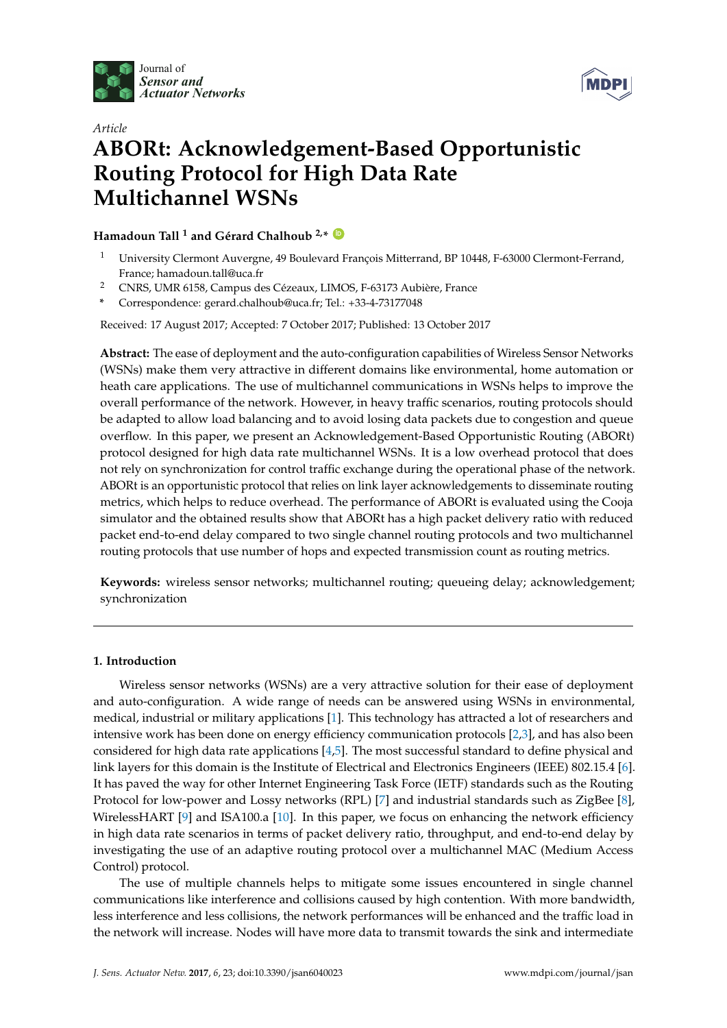Article

# ABORt: Acknowledgement-Based Opportunistic Routing Protocol for High Data Rate Multichannel WSNs

**Hamadoun Tall [1] and Gérard Chalhoub [2,*]**

[1] University Clermont Auvergne, 49 Boulevard François Mitterrand, BP 10448, F-63000 Clermont-Ferrand, France; hamadoun.tall@uca.fr

[2] CNRS, UMR 6158, Campus des Cézeaux, LIMOS, F-63173 Aubière, France

\* Correspondence: gerard.chalhoub@uca.fr; Tel.: +33-4-73177048

Received: 17 August 2017; Accepted: 7 October 2017; Published: 13 October 2017

**Abstract:** The ease of deployment and the auto-configuration capabilities of Wireless Sensor Networks (WSNs) make them very attractive in different domains like environmental, home automation or heath care applications. The use of multichannel communications in WSNs helps to improve the overall performance of the network. However, in heavy traffic scenarios, routing protocols should be adapted to allow load balancing and to avoid losing data packets due to congestion and queue overflow. In this paper, we present an Acknowledgement-Based Opportunistic Routing (ABORt) protocol designed for high data rate multichannel WSNs. It is a low overhead protocol that does not rely on synchronization for control traffic exchange during the operational phase of the network. ABORt is an opportunistic protocol that relies on link layer acknowledgements to disseminate routing metrics, which helps to reduce overhead. The performance of ABORt is evaluated using the Cooja simulator and the obtained results show that ABORt has a high packet delivery ratio with reduced packet end-to-end delay compared to two single channel routing protocols and two multichannel routing protocols that use number of hops and expected transmission count as routing metrics.

**Keywords:** wireless sensor networks; multichannel routing; queueing delay; acknowledgement; synchronization

## 1. Introduction

Wireless sensor networks (WSNs) are a very attractive solution for their ease of deployment and auto-configuration. A wide range of needs can be answered using WSNs in environmental, medical, industrial or military applications [1]. This technology has attracted a lot of researchers and intensive work has been done on energy efficiency communication protocols [2,3], and has also been considered for high data rate applications [4,5]. The most successful standard to define physical and link layers for this domain is the Institute of Electrical and Electronics Engineers (IEEE) 802.15.4 [6]. It has paved the way for other Internet Engineering Task Force (IETF) standards such as the Routing Protocol for low-power and Lossy networks (RPL) [7] and industrial standards such as ZigBee [8], WirelessHART [9] and ISA100.a [10]. In this paper, we focus on enhancing the network efficiency in high data rate scenarios in terms of packet delivery ratio, throughput, and end-to-end delay by investigating the use of an adaptive routing protocol over a multichannel MAC (Medium Access Control) protocol.

The use of multiple channels helps to mitigate some issues encountered in single channel communications like interference and collisions caused by high contention. With more bandwidth, less interference and less collisions, the network performances will be enhanced and the traffic load in the network will increase. Nodes will have more data to transmit towards the sink and intermediate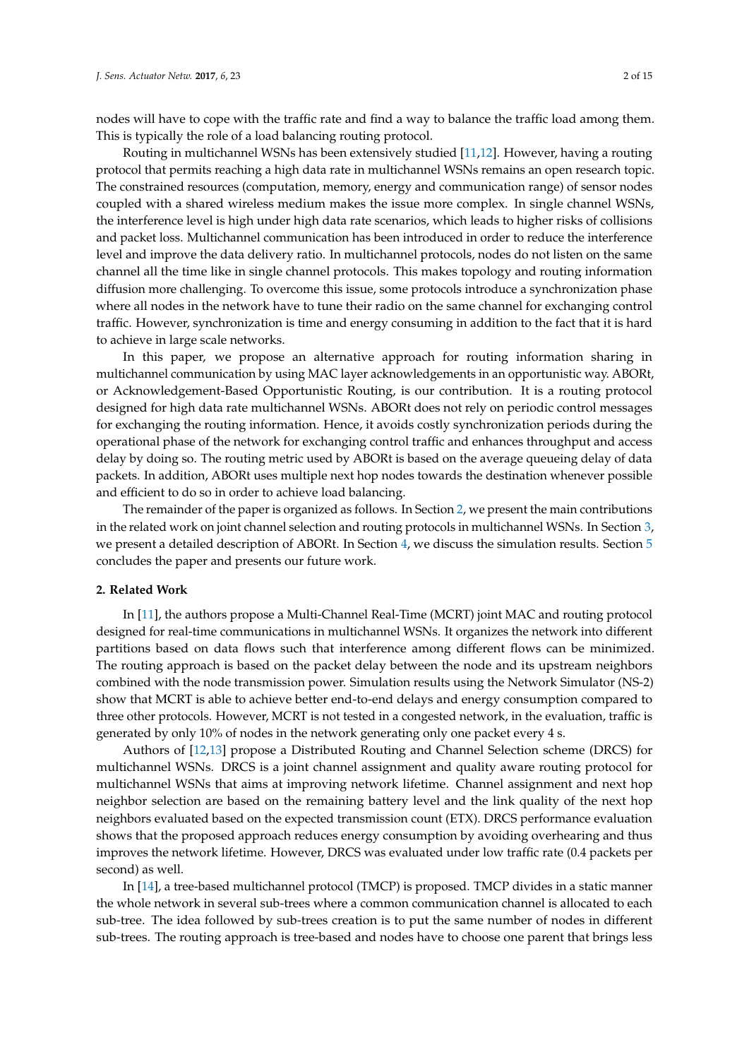nodes will have to cope with the traffic rate and find a way to balance the traffic load among them. This is typically the role of a load balancing routing protocol.

Routing in multichannel WSNs has been extensively studied [11,12]. However, having a routing protocol that permits reaching a high data rate in multichannel WSNs remains an open research topic. The constrained resources (computation, memory, energy and communication range) of sensor nodes coupled with a shared wireless medium makes the issue more complex. In single channel WSNs, the interference level is high under high data rate scenarios, which leads to higher risks of collisions and packet loss. Multichannel communication has been introduced in order to reduce the interference level and improve the data delivery ratio. In multichannel protocols, nodes do not listen on the same channel all the time like in single channel protocols. This makes topology and routing information diffusion more challenging. To overcome this issue, some protocols introduce a synchronization phase where all nodes in the network have to tune their radio on the same channel for exchanging control traffic. However, synchronization is time and energy consuming in addition to the fact that it is hard to achieve in large scale networks.

In this paper, we propose an alternative approach for routing information sharing in multichannel communication by using MAC layer acknowledgements in an opportunistic way. ABORt, or Acknowledgement-Based Opportunistic Routing, is our contribution. It is a routing protocol designed for high data rate multichannel WSNs. ABORt does not rely on periodic control messages for exchanging the routing information. Hence, it avoids costly synchronization periods during the operational phase of the network for exchanging control traffic and enhances throughput and access delay by doing so. The routing metric used by ABORt is based on the average queueing delay of data packets. In addition, ABORt uses multiple next hop nodes towards the destination whenever possible and efficient to do so in order to achieve load balancing.

The remainder of the paper is organized as follows. In Section 2, we present the main contributions in the related work on joint channel selection and routing protocols in multichannel WSNs. In Section 3, we present a detailed description of ABORt. In Section 4, we discuss the simulation results. Section 5 concludes the paper and presents our future work.

## 2. Related Work

In [11], the authors propose a Multi-Channel Real-Time (MCRT) joint MAC and routing protocol designed for real-time communications in multichannel WSNs. It organizes the network into different partitions based on data flows such that interference among different flows can be minimized. The routing approach is based on the packet delay between the node and its upstream neighbors combined with the node transmission power. Simulation results using the Network Simulator (NS-2) show that MCRT is able to achieve better end-to-end delays and energy consumption compared to three other protocols. However, MCRT is not tested in a congested network, in the evaluation, traffic is generated by only 10% of nodes in the network generating only one packet every 4 s.

Authors of [12,13] propose a Distributed Routing and Channel Selection scheme (DRCS) for multichannel WSNs. DRCS is a joint channel assignment and quality aware routing protocol for multichannel WSNs that aims at improving network lifetime. Channel assignment and next hop neighbor selection are based on the remaining battery level and the link quality of the next hop neighbors evaluated based on the expected transmission count (ETX). DRCS performance evaluation shows that the proposed approach reduces energy consumption by avoiding overhearing and thus improves the network lifetime. However, DRCS was evaluated under low traffic rate (0.4 packets per second) as well.

In [14], a tree-based multichannel protocol (TMCP) is proposed. TMCP divides in a static manner the whole network in several sub-trees where a common communication channel is allocated to each sub-tree. The idea followed by sub-trees creation is to put the same number of nodes in different sub-trees. The routing approach is tree-based and nodes have to choose one parent that brings less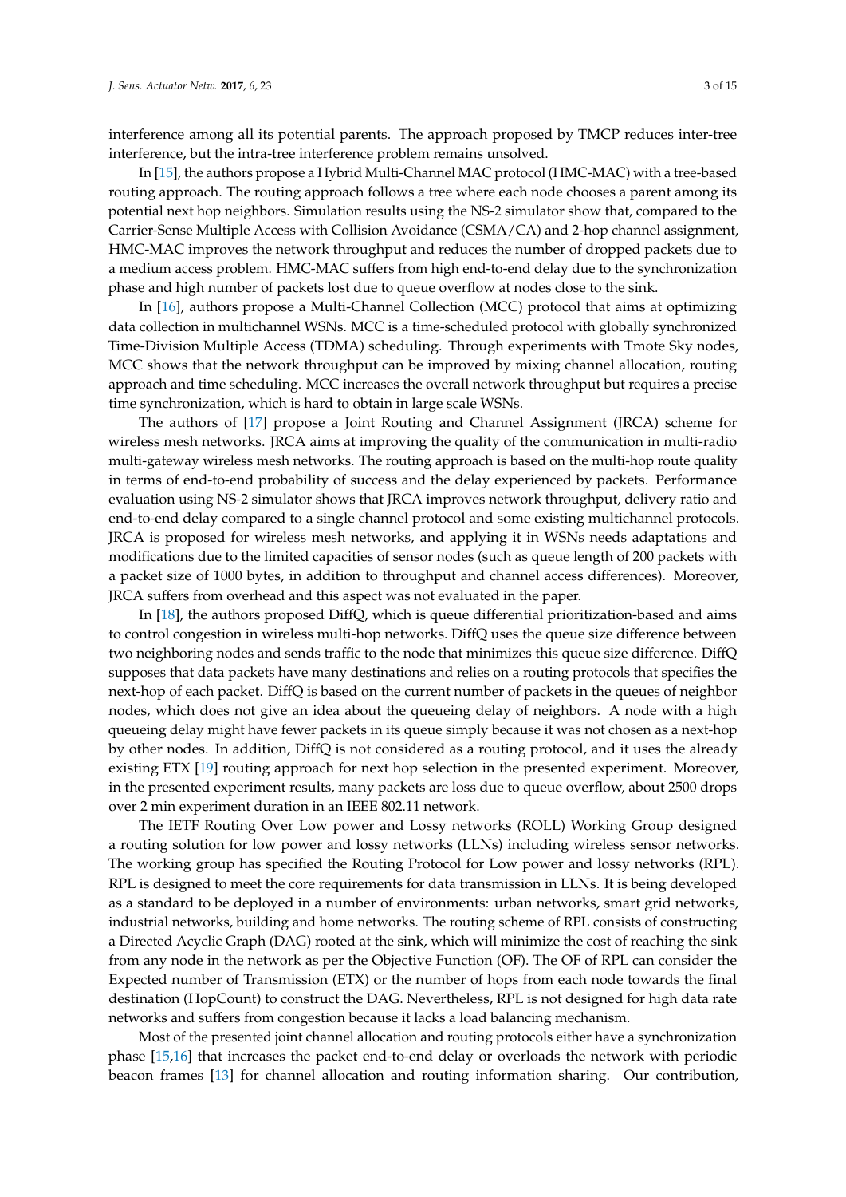interference among all its potential parents. The approach proposed by TMCP reduces inter-tree interference, but the intra-tree interference problem remains unsolved.

In [15], the authors propose a Hybrid Multi-Channel MAC protocol (HMC-MAC) with a tree-based routing approach. The routing approach follows a tree where each node chooses a parent among its potential next hop neighbors. Simulation results using the NS-2 simulator show that, compared to the Carrier-Sense Multiple Access with Collision Avoidance (CSMA/CA) and 2-hop channel assignment, HMC-MAC improves the network throughput and reduces the number of dropped packets due to a medium access problem. HMC-MAC suffers from high end-to-end delay due to the synchronization phase and high number of packets lost due to queue overflow at nodes close to the sink.

In [16], authors propose a Multi-Channel Collection (MCC) protocol that aims at optimizing data collection in multichannel WSNs. MCC is a time-scheduled protocol with globally synchronized Time-Division Multiple Access (TDMA) scheduling. Through experiments with Tmote Sky nodes, MCC shows that the network throughput can be improved by mixing channel allocation, routing approach and time scheduling. MCC increases the overall network throughput but requires a precise time synchronization, which is hard to obtain in large scale WSNs.

The authors of [17] propose a Joint Routing and Channel Assignment (JRCA) scheme for wireless mesh networks. JRCA aims at improving the quality of the communication in multi-radio multi-gateway wireless mesh networks. The routing approach is based on the multi-hop route quality in terms of end-to-end probability of success and the delay experienced by packets. Performance evaluation using NS-2 simulator shows that JRCA improves network throughput, delivery ratio and end-to-end delay compared to a single channel protocol and some existing multichannel protocols. JRCA is proposed for wireless mesh networks, and applying it in WSNs needs adaptations and modifications due to the limited capacities of sensor nodes (such as queue length of 200 packets with a packet size of 1000 bytes, in addition to throughput and channel access differences). Moreover, JRCA suffers from overhead and this aspect was not evaluated in the paper.

In [18], the authors proposed DiffQ, which is queue differential prioritization-based and aims to control congestion in wireless multi-hop networks. DiffQ uses the queue size difference between two neighboring nodes and sends traffic to the node that minimizes this queue size difference. DiffQ supposes that data packets have many destinations and relies on a routing protocols that specifies the next-hop of each packet. DiffQ is based on the current number of packets in the queues of neighbor nodes, which does not give an idea about the queueing delay of neighbors. A node with a high queueing delay might have fewer packets in its queue simply because it was not chosen as a next-hop by other nodes. In addition, DiffQ is not considered as a routing protocol, and it uses the already existing ETX [19] routing approach for next hop selection in the presented experiment. Moreover, in the presented experiment results, many packets are loss due to queue overflow, about 2500 drops over 2 min experiment duration in an IEEE 802.11 network.

The IETF Routing Over Low power and Lossy networks (ROLL) Working Group designed a routing solution for low power and lossy networks (LLNs) including wireless sensor networks. The working group has specified the Routing Protocol for Low power and lossy networks (RPL). RPL is designed to meet the core requirements for data transmission in LLNs. It is being developed as a standard to be deployed in a number of environments: urban networks, smart grid networks, industrial networks, building and home networks. The routing scheme of RPL consists of constructing a Directed Acyclic Graph (DAG) rooted at the sink, which will minimize the cost of reaching the sink from any node in the network as per the Objective Function (OF). The OF of RPL can consider the Expected number of Transmission (ETX) or the number of hops from each node towards the final destination (HopCount) to construct the DAG. Nevertheless, RPL is not designed for high data rate networks and suffers from congestion because it lacks a load balancing mechanism.

Most of the presented joint channel allocation and routing protocols either have a synchronization phase [15,16] that increases the packet end-to-end delay or overloads the network with periodic beacon frames [13] for channel allocation and routing information sharing. Our contribution,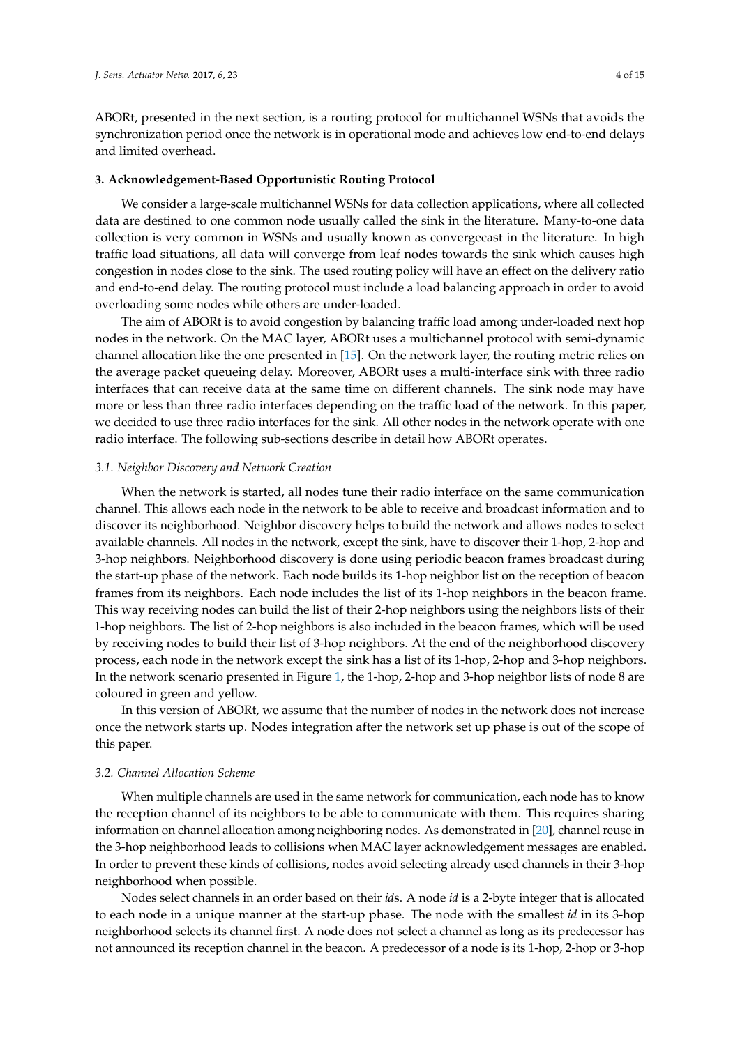ABORt, presented in the next section, is a routing protocol for multichannel WSNs that avoids the synchronization period once the network is in operational mode and achieves low end-to-end delays and limited overhead.

## 3. Acknowledgement-Based Opportunistic Routing Protocol

We consider a large-scale multichannel WSNs for data collection applications, where all collected data are destined to one common node usually called the sink in the literature. Many-to-one data collection is very common in WSNs and usually known as convergecast in the literature. In high traffic load situations, all data will converge from leaf nodes towards the sink which causes high congestion in nodes close to the sink. The used routing policy will have an effect on the delivery ratio and end-to-end delay. The routing protocol must include a load balancing approach in order to avoid overloading some nodes while others are under-loaded.

The aim of ABORt is to avoid congestion by balancing traffic load among under-loaded next hop nodes in the network. On the MAC layer, ABORt uses a multichannel protocol with semi-dynamic channel allocation like the one presented in [15]. On the network layer, the routing metric relies on the average packet queueing delay. Moreover, ABORt uses a multi-interface sink with three radio interfaces that can receive data at the same time on different channels. The sink node may have more or less than three radio interfaces depending on the traffic load of the network. In this paper, we decided to use three radio interfaces for the sink. All other nodes in the network operate with one radio interface. The following sub-sections describe in detail how ABORt operates.

### *3.1. Neighbor Discovery and Network Creation*

When the network is started, all nodes tune their radio interface on the same communication channel. This allows each node in the network to be able to receive and broadcast information and to discover its neighborhood. Neighbor discovery helps to build the network and allows nodes to select available channels. All nodes in the network, except the sink, have to discover their 1-hop, 2-hop and 3-hop neighbors. Neighborhood discovery is done using periodic beacon frames broadcast during the start-up phase of the network. Each node builds its 1-hop neighbor list on the reception of beacon frames from its neighbors. Each node includes the list of its 1-hop neighbors in the beacon frame. This way receiving nodes can build the list of their 2-hop neighbors using the neighbors lists of their 1-hop neighbors. The list of 2-hop neighbors is also included in the beacon frames, which will be used by receiving nodes to build their list of 3-hop neighbors. At the end of the neighborhood discovery process, each node in the network except the sink has a list of its 1-hop, 2-hop and 3-hop neighbors. In the network scenario presented in Figure 1, the 1-hop, 2-hop and 3-hop neighbor lists of node 8 are coloured in green and yellow.

In this version of ABORt, we assume that the number of nodes in the network does not increase once the network starts up. Nodes integration after the network set up phase is out of the scope of this paper.

### *3.2. Channel Allocation Scheme*

When multiple channels are used in the same network for communication, each node has to know the reception channel of its neighbors to be able to communicate with them. This requires sharing information on channel allocation among neighboring nodes. As demonstrated in [20], channel reuse in the 3-hop neighborhood leads to collisions when MAC layer acknowledgement messages are enabled. In order to prevent these kinds of collisions, nodes avoid selecting already used channels in their 3-hop neighborhood when possible.

Nodes select channels in an order based on their *id*s. A node *id* is a 2-byte integer that is allocated to each node in a unique manner at the start-up phase. The node with the smallest *id* in its 3-hop neighborhood selects its channel first. A node does not select a channel as long as its predecessor has not announced its reception channel in the beacon. A predecessor of a node is its 1-hop, 2-hop or 3-hop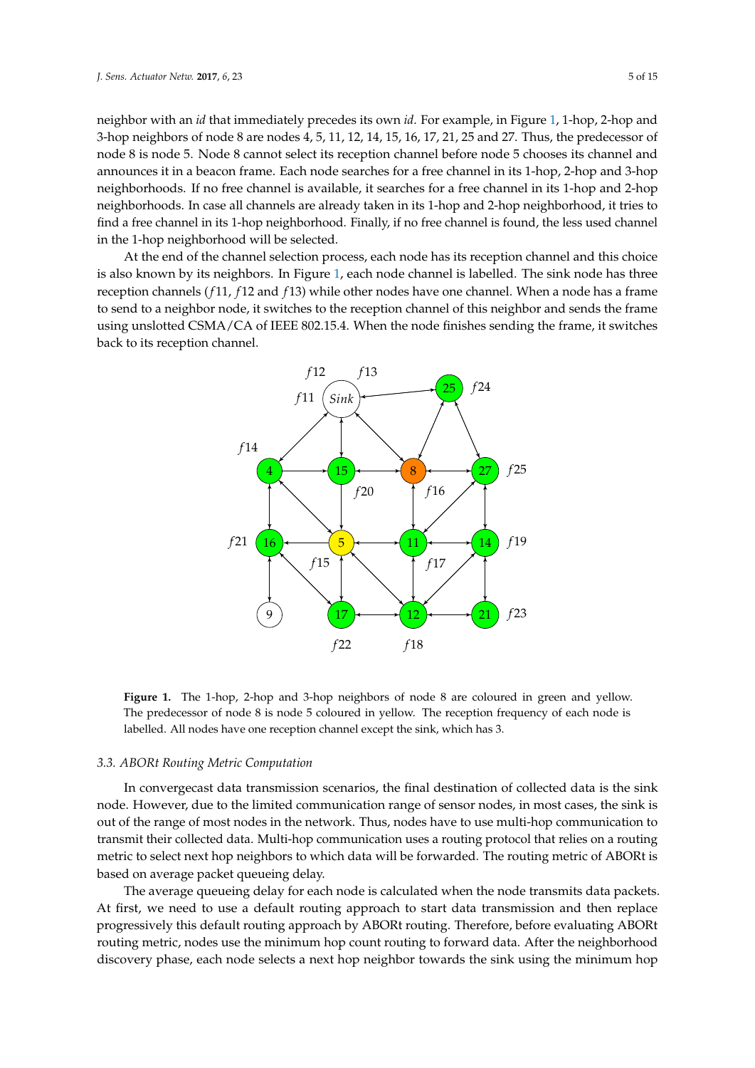neighbor with an *id* that immediately precedes its own *id*. For example, in Figure 1, 1-hop, 2-hop and 3-hop neighbors of node 8 are nodes 4, 5, 11, 12, 14, 15, 16, 17, 21, 25 and 27. Thus, the predecessor of node 8 is node 5. Node 8 cannot select its reception channel before node 5 chooses its channel and announces it in a beacon frame. Each node searches for a free channel in its 1-hop, 2-hop and 3-hop neighborhoods. If no free channel is available, it searches for a free channel in its 1-hop and 2-hop neighborhoods. In case all channels are already taken in its 1-hop and 2-hop neighborhood, it tries to find a free channel in its 1-hop neighborhood. Finally, if no free channel is found, the less used channel in the 1-hop neighborhood will be selected.

At the end of the channel selection process, each node has its reception channel and this choice is also known by its neighbors. In Figure 1, each node channel is labelled. The sink node has three reception channels ($f11$, $f12$ and $f13$) while other nodes have one channel. When a node has a frame to send to a neighbor node, it switches to the reception channel of this neighbor and sends the frame using unslotted CSMA/CA of IEEE 802.15.4. When the node finishes sending the frame, it switches back to its reception channel.

**Figure 1.** The 1-hop, 2-hop and 3-hop neighbors of node 8 are coloured in green and yellow. The predecessor of node 8 is node 5 coloured in yellow. The reception frequency of each node is labelled. All nodes have one reception channel except the sink, which has 3.

### 3.3. ABORt Routing Metric Computation

In convergecast data transmission scenarios, the final destination of collected data is the sink node. However, due to the limited communication range of sensor nodes, in most cases, the sink is out of the range of most nodes in the network. Thus, nodes have to use multi-hop communication to transmit their collected data. Multi-hop communication uses a routing protocol that relies on a routing metric to select next hop neighbors to which data will be forwarded. The routing metric of ABORt is based on average packet queueing delay.

The average queueing delay for each node is calculated when the node transmits data packets. At first, we need to use a default routing approach to start data transmission and then replace progressively this default routing approach by ABORt routing. Therefore, before evaluating ABORt routing metric, nodes use the minimum hop count routing to forward data. After the neighborhood discovery phase, each node selects a next hop neighbor towards the sink using the minimum hop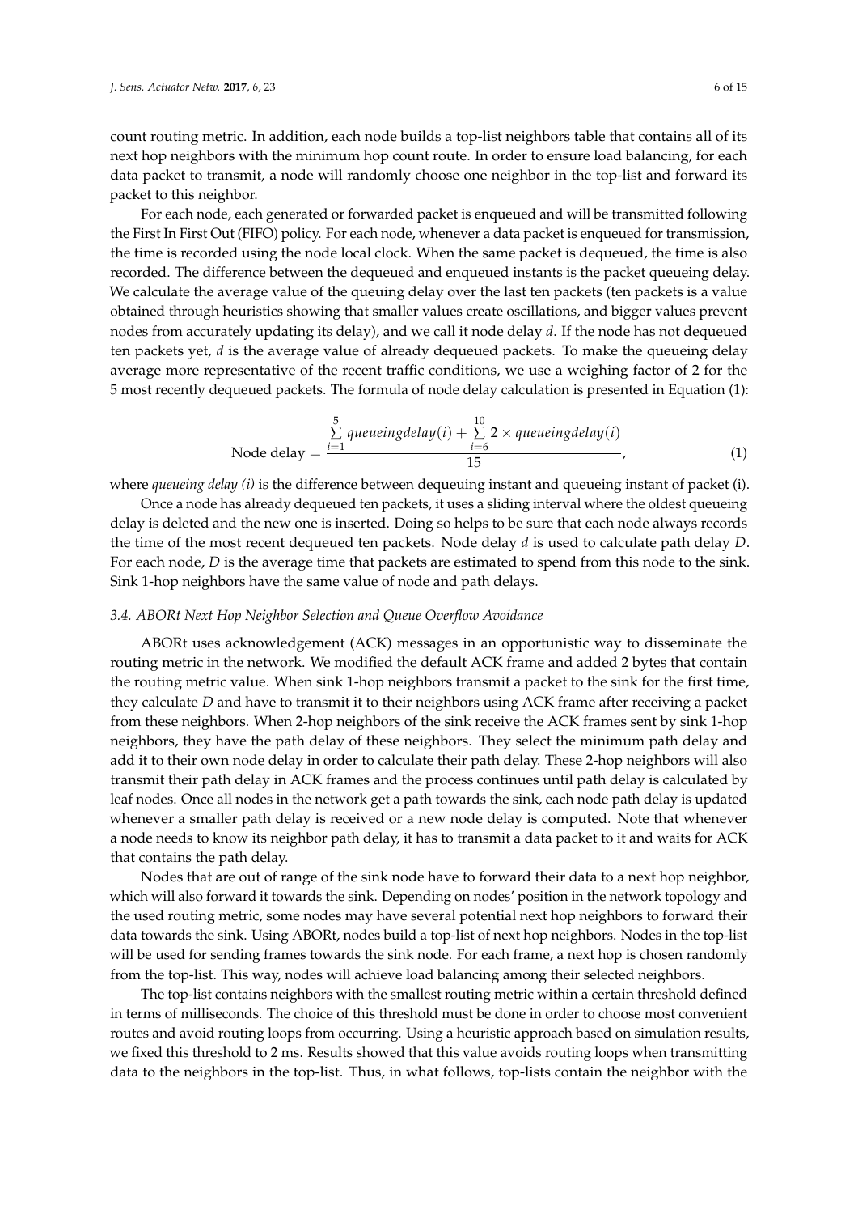count routing metric. In addition, each node builds a top-list neighbors table that contains all of its next hop neighbors with the minimum hop count route. In order to ensure load balancing, for each data packet to transmit, a node will randomly choose one neighbor in the top-list and forward its packet to this neighbor.

For each node, each generated or forwarded packet is enqueued and will be transmitted following the First In First Out (FIFO) policy. For each node, whenever a data packet is enqueued for transmission, the time is recorded using the node local clock. When the same packet is dequeued, the time is also recorded. The difference between the dequeued and enqueued instants is the packet queueing delay. We calculate the average value of the queuing delay over the last ten packets (ten packets is a value obtained through heuristics showing that smaller values create oscillations, and bigger values prevent nodes from accurately updating its delay), and we call it node delay $d$. If the node has not dequeued ten packets yet, $d$ is the average value of already dequeued packets. To make the queueing delay average more representative of the recent traffic conditions, we use a weighing factor of 2 for the 5 most recently dequeued packets. The formula of node delay calculation is presented in Equation (1):

$$\text{Node delay} = \frac{\sum_{i=1}^{5} queueingdelay(i) + \sum_{i=6}^{10} 2 \times queueingdelay(i)}{15}, \tag{1}$$

where *queueing delay (i)* is the difference between dequeuing instant and queueing instant of packet (i).

Once a node has already dequeued ten packets, it uses a sliding interval where the oldest queueing delay is deleted and the new one is inserted. Doing so helps to be sure that each node always records the time of the most recent dequeued ten packets. Node delay $d$ is used to calculate path delay $D$. For each node, $D$ is the average time that packets are estimated to spend from this node to the sink. Sink 1-hop neighbors have the same value of node and path delays.

### 3.4. ABORt Next Hop Neighbor Selection and Queue Overflow Avoidance

ABORt uses acknowledgement (ACK) messages in an opportunistic way to disseminate the routing metric in the network. We modified the default ACK frame and added 2 bytes that contain the routing metric value. When sink 1-hop neighbors transmit a packet to the sink for the first time, they calculate $D$ and have to transmit it to their neighbors using ACK frame after receiving a packet from these neighbors. When 2-hop neighbors of the sink receive the ACK frames sent by sink 1-hop neighbors, they have the path delay of these neighbors. They select the minimum path delay and add it to their own node delay in order to calculate their path delay. These 2-hop neighbors will also transmit their path delay in ACK frames and the process continues until path delay is calculated by leaf nodes. Once all nodes in the network get a path towards the sink, each node path delay is updated whenever a smaller path delay is received or a new node delay is computed. Note that whenever a node needs to know its neighbor path delay, it has to transmit a data packet to it and waits for ACK that contains the path delay.

Nodes that are out of range of the sink node have to forward their data to a next hop neighbor, which will also forward it towards the sink. Depending on nodes' position in the network topology and the used routing metric, some nodes may have several potential next hop neighbors to forward their data towards the sink. Using ABORt, nodes build a top-list of next hop neighbors. Nodes in the top-list will be used for sending frames towards the sink node. For each frame, a next hop is chosen randomly from the top-list. This way, nodes will achieve load balancing among their selected neighbors.

The top-list contains neighbors with the smallest routing metric within a certain threshold defined in terms of milliseconds. The choice of this threshold must be done in order to choose most convenient routes and avoid routing loops from occurring. Using a heuristic approach based on simulation results, we fixed this threshold to 2 ms. Results showed that this value avoids routing loops when transmitting data to the neighbors in the top-list. Thus, in what follows, top-lists contain the neighbor with the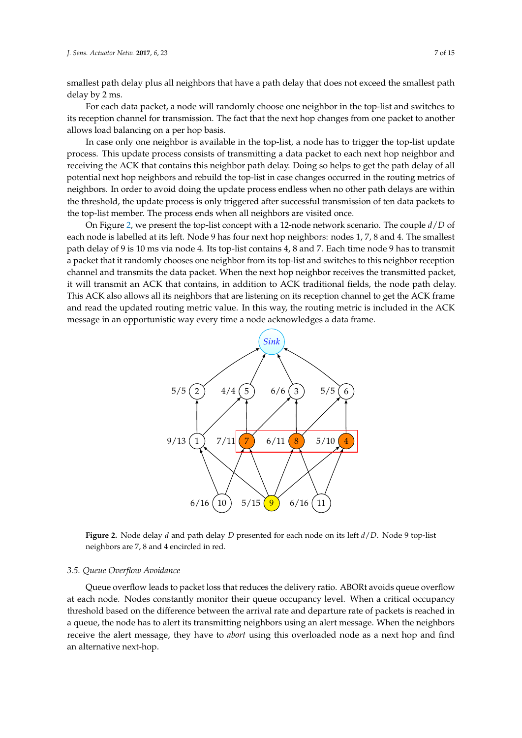smallest path delay plus all neighbors that have a path delay that does not exceed the smallest path delay by 2 ms.

For each data packet, a node will randomly choose one neighbor in the top-list and switches to its reception channel for transmission. The fact that the next hop changes from one packet to another allows load balancing on a per hop basis.

In case only one neighbor is available in the top-list, a node has to trigger the top-list update process. This update process consists of transmitting a data packet to each next hop neighbor and receiving the ACK that contains this neighbor path delay. Doing so helps to get the path delay of all potential next hop neighbors and rebuild the top-list in case changes occurred in the routing metrics of neighbors. In order to avoid doing the update process endless when no other path delays are within the threshold, the update process is only triggered after successful transmission of ten data packets to the top-list member. The process ends when all neighbors are visited once.

On Figure 2, we present the top-list concept with a 12-node network scenario. The couple $d/D$ of each node is labelled at its left. Node 9 has four next hop neighbors: nodes 1, 7, 8 and 4. The smallest path delay of 9 is 10 ms via node 4. Its top-list contains 4, 8 and 7. Each time node 9 has to transmit a packet that it randomly chooses one neighbor from its top-list and switches to this neighbor reception channel and transmits the data packet. When the next hop neighbor receives the transmitted packet, it will transmit an ACK that contains, in addition to ACK traditional fields, the node path delay. This ACK also allows all its neighbors that are listening on its reception channel to get the ACK frame and read the updated routing metric value. In this way, the routing metric is included in the ACK message in an opportunistic way every time a node acknowledges a data frame.

**Figure 2.** Node delay $d$ and path delay $D$ presented for each node on its left $d/D$. Node 9 top-list neighbors are 7, 8 and 4 encircled in red.

### 3.5. Queue Overflow Avoidance

Queue overflow leads to packet loss that reduces the delivery ratio. ABORt avoids queue overflow at each node. Nodes constantly monitor their queue occupancy level. When a critical occupancy threshold based on the difference between the arrival rate and departure rate of packets is reached in a queue, the node has to alert its transmitting neighbors using an alert message. When the neighbors receive the alert message, they have to *abort* using this overloaded node as a next hop and find an alternative next-hop.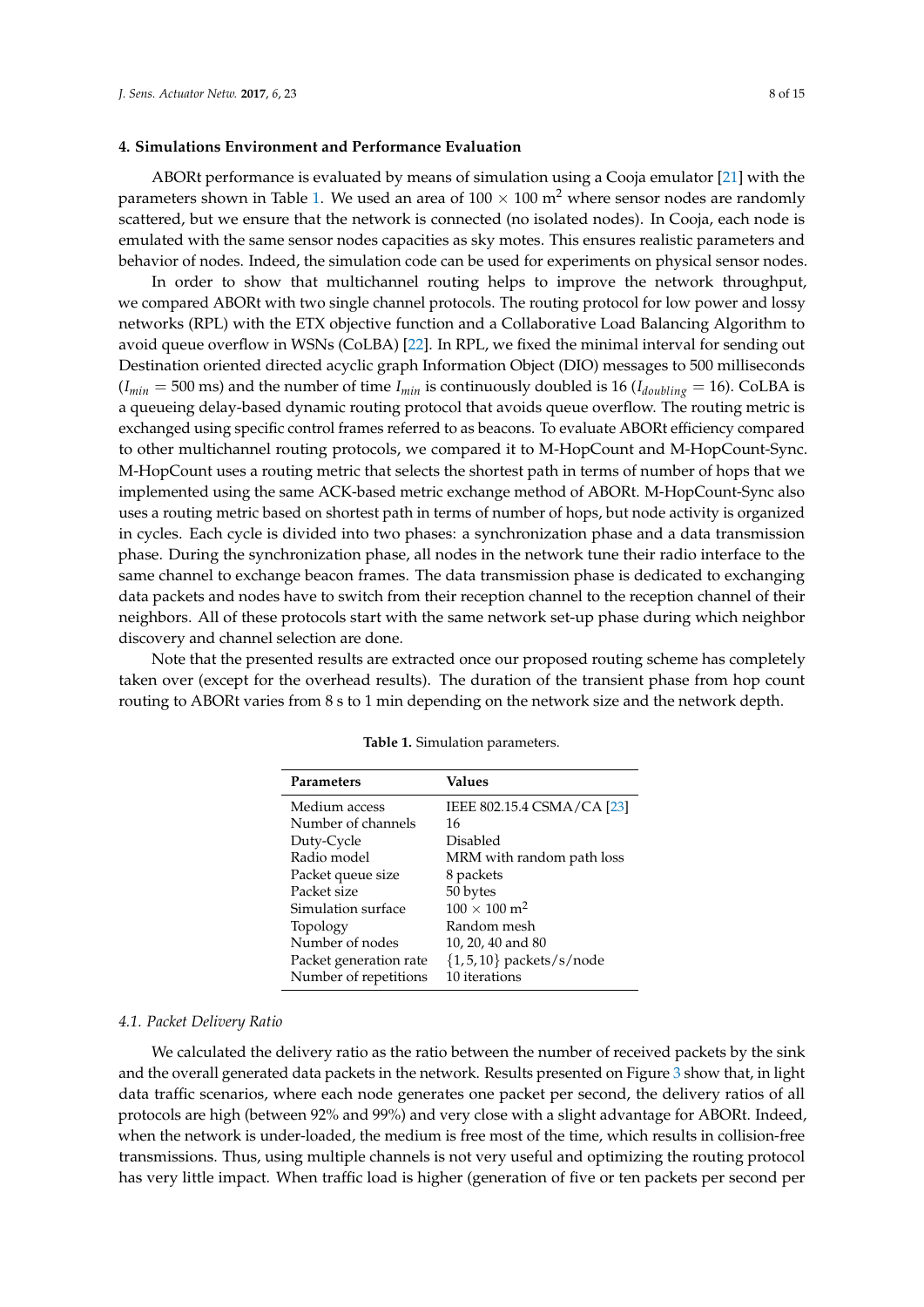## 4. Simulations Environment and Performance Evaluation

ABORt performance is evaluated by means of simulation using a Cooja emulator [21] with the parameters shown in Table 1. We used an area of $100 \times 100$ m$^2$ where sensor nodes are randomly scattered, but we ensure that the network is connected (no isolated nodes). In Cooja, each node is emulated with the same sensor nodes capacities as sky motes. This ensures realistic parameters and behavior of nodes. Indeed, the simulation code can be used for experiments on physical sensor nodes.

In order to show that multichannel routing helps to improve the network throughput, we compared ABORt with two single channel protocols. The routing protocol for low power and lossy networks (RPL) with the ETX objective function and a Collaborative Load Balancing Algorithm to avoid queue overflow in WSNs (CoLBA) [22]. In RPL, we fixed the minimal interval for sending out Destination oriented directed acyclic graph Information Object (DIO) messages to 500 milliseconds ($I_{min} = 500$ ms) and the number of time $I_{min}$ is continuously doubled is 16 ($I_{doubling} = 16$). CoLBA is a queueing delay-based dynamic routing protocol that avoids queue overflow. The routing metric is exchanged using specific control frames referred to as beacons. To evaluate ABORt efficiency compared to other multichannel routing protocols, we compared it to M-HopCount and M-HopCount-Sync. M-HopCount uses a routing metric that selects the shortest path in terms of number of hops that we implemented using the same ACK-based metric exchange method of ABORt. M-HopCount-Sync also uses a routing metric based on shortest path in terms of number of hops, but node activity is organized in cycles. Each cycle is divided into two phases: a synchronization phase and a data transmission phase. During the synchronization phase, all nodes in the network tune their radio interface to the same channel to exchange beacon frames. The data transmission phase is dedicated to exchanging data packets and nodes have to switch from their reception channel to the reception channel of their neighbors. All of these protocols start with the same network set-up phase during which neighbor discovery and channel selection are done.

Note that the presented results are extracted once our proposed routing scheme has completely taken over (except for the overhead results). The duration of the transient phase from hop count routing to ABORt varies from 8 s to 1 min depending on the network size and the network depth.

**Table 1.** Simulation parameters.

| Parameters | Values |
|---|---|
| Medium access | IEEE 802.15.4 CSMA/CA [23] |
| Number of channels | 16 |
| Duty-Cycle | Disabled |
| Radio model | MRM with random path loss |
| Packet queue size | 8 packets |
| Packet size | 50 bytes |
| Simulation surface | $100 \times 100$ m$^2$ |
| Topology | Random mesh |
| Number of nodes | 10, 20, 40 and 80 |
| Packet generation rate | $\{1, 5, 10\}$ packets/s/node |
| Number of repetitions | 10 iterations |

### 4.1. Packet Delivery Ratio

We calculated the delivery ratio as the ratio between the number of received packets by the sink and the overall generated data packets in the network. Results presented on Figure 3 show that, in light data traffic scenarios, where each node generates one packet per second, the delivery ratios of all protocols are high (between 92% and 99%) and very close with a slight advantage for ABORt. Indeed, when the network is under-loaded, the medium is free most of the time, which results in collision-free transmissions. Thus, using multiple channels is not very useful and optimizing the routing protocol has very little impact. When traffic load is higher (generation of five or ten packets per second per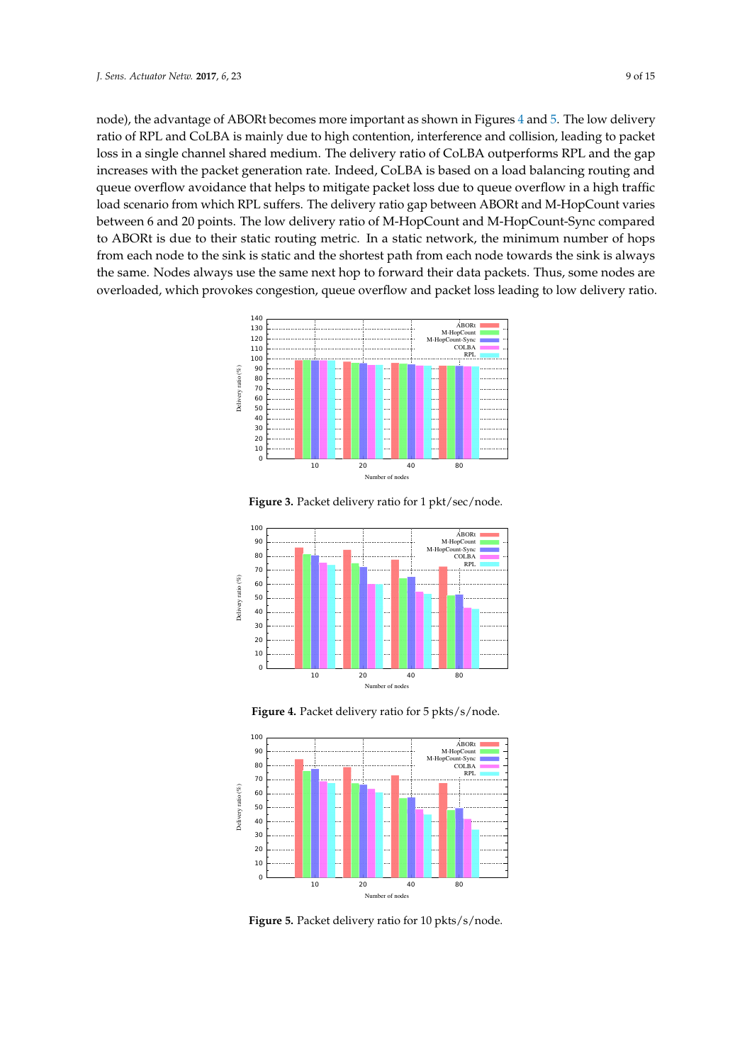node), the advantage of ABORt becomes more important as shown in Figures 4 and 5. The low delivery ratio of RPL and CoLBA is mainly due to high contention, interference and collision, leading to packet loss in a single channel shared medium. The delivery ratio of CoLBA outperforms RPL and the gap increases with the packet generation rate. Indeed, CoLBA is based on a load balancing routing and queue overflow avoidance that helps to mitigate packet loss due to queue overflow in a high traffic load scenario from which RPL suffers. The delivery ratio gap between ABORt and M-HopCount varies between 6 and 20 points. The low delivery ratio of M-HopCount and M-HopCount-Sync compared to ABORt is due to their static routing metric. In a static network, the minimum number of hops from each node to the sink is static and the shortest path from each node towards the sink is always the same. Nodes always use the same next hop to forward their data packets. Thus, some nodes are overloaded, which provokes congestion, queue overflow and packet loss leading to low delivery ratio.

**Figure 3.** Packet delivery ratio for 1 pkt/sec/node.

**Figure 4.** Packet delivery ratio for 5 pkts/s/node.

**Figure 5.** Packet delivery ratio for 10 pkts/s/node.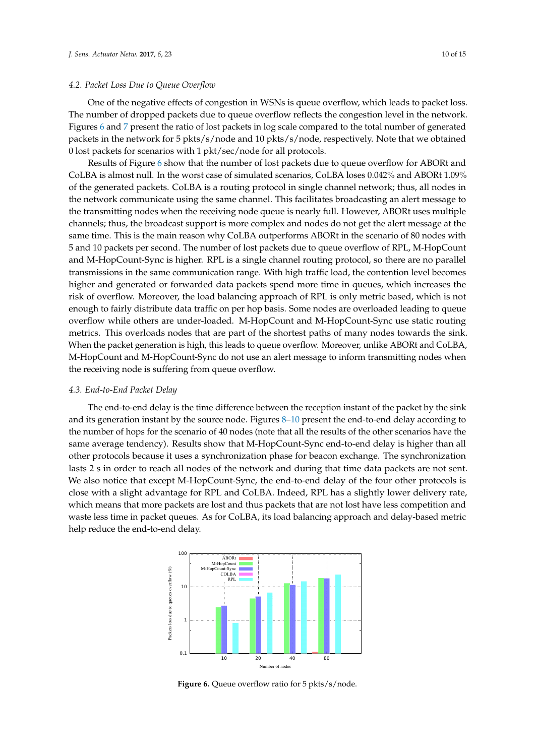### 4.2. Packet Loss Due to Queue Overflow

One of the negative effects of congestion in WSNs is queue overflow, which leads to packet loss. The number of dropped packets due to queue overflow reflects the congestion level in the network. Figures 6 and 7 present the ratio of lost packets in log scale compared to the total number of generated packets in the network for 5 pkts/s/node and 10 pkts/s/node, respectively. Note that we obtained 0 lost packets for scenarios with 1 pkt/sec/node for all protocols.

Results of Figure 6 show that the number of lost packets due to queue overflow for ABORt and CoLBA is almost null. In the worst case of simulated scenarios, CoLBA loses 0.042% and ABORt 1.09% of the generated packets. CoLBA is a routing protocol in single channel network; thus, all nodes in the network communicate using the same channel. This facilitates broadcasting an alert message to the transmitting nodes when the receiving node queue is nearly full. However, ABORt uses multiple channels; thus, the broadcast support is more complex and nodes do not get the alert message at the same time. This is the main reason why CoLBA outperforms ABORt in the scenario of 80 nodes with 5 and 10 packets per second. The number of lost packets due to queue overflow of RPL, M-HopCount and M-HopCount-Sync is higher. RPL is a single channel routing protocol, so there are no parallel transmissions in the same communication range. With high traffic load, the contention level becomes higher and generated or forwarded data packets spend more time in queues, which increases the risk of overflow. Moreover, the load balancing approach of RPL is only metric based, which is not enough to fairly distribute data traffic on per hop basis. Some nodes are overloaded leading to queue overflow while others are under-loaded. M-HopCount and M-HopCount-Sync use static routing metrics. This overloads nodes that are part of the shortest paths of many nodes towards the sink. When the packet generation is high, this leads to queue overflow. Moreover, unlike ABORt and CoLBA, M-HopCount and M-HopCount-Sync do not use an alert message to inform transmitting nodes when the receiving node is suffering from queue overflow.

### 4.3. End-to-End Packet Delay

The end-to-end delay is the time difference between the reception instant of the packet by the sink and its generation instant by the source node. Figures 8–10 present the end-to-end delay according to the number of hops for the scenario of 40 nodes (note that all the results of the other scenarios have the same average tendency). Results show that M-HopCount-Sync end-to-end delay is higher than all other protocols because it uses a synchronization phase for beacon exchange. The synchronization lasts 2 s in order to reach all nodes of the network and during that time data packets are not sent. We also notice that except M-HopCount-Sync, the end-to-end delay of the four other protocols is close with a slight advantage for RPL and CoLBA. Indeed, RPL has a slightly lower delivery rate, which means that more packets are lost and thus packets that are not lost have less competition and waste less time in packet queues. As for CoLBA, its load balancing approach and delay-based metric help reduce the end-to-end delay.

ABORt
M-HopCount
M-HopCount-Sync
COLBA
RPL

Packets loss due to queues overflow (%)

100
10
1
0.1

10
20
40
80

Number of nodes

**Figure 6.** Queue overflow ratio for 5 pkts/s/node.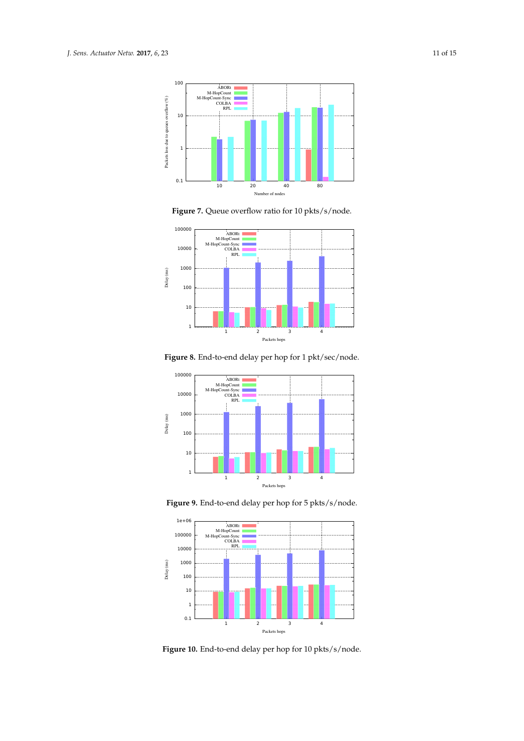**Figure 7.** Queue overflow ratio for 10 pkts/s/node.

**Figure 8.** End-to-end delay per hop for 1 pkt/sec/node.

**Figure 9.** End-to-end delay per hop for 5 pkts/s/node.

**Figure 10.** End-to-end delay per hop for 10 pkts/s/node.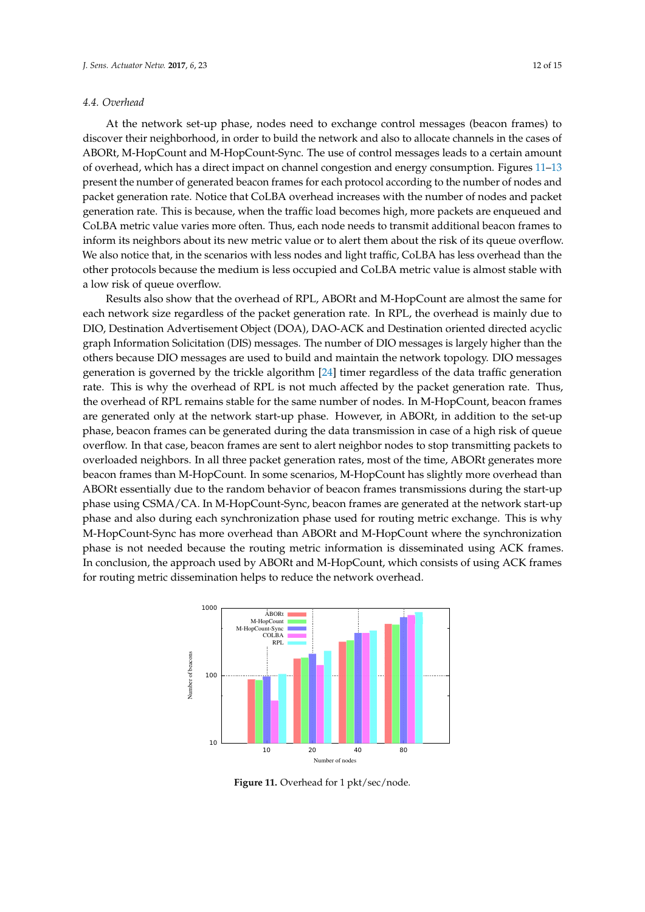### 4.4. Overhead

At the network set-up phase, nodes need to exchange control messages (beacon frames) to discover their neighborhood, in order to build the network and also to allocate channels in the cases of ABORt, M-HopCount and M-HopCount-Sync. The use of control messages leads to a certain amount of overhead, which has a direct impact on channel congestion and energy consumption. Figures 11–13 present the number of generated beacon frames for each protocol according to the number of nodes and packet generation rate. Notice that CoLBA overhead increases with the number of nodes and packet generation rate. This is because, when the traffic load becomes high, more packets are enqueued and CoLBA metric value varies more often. Thus, each node needs to transmit additional beacon frames to inform its neighbors about its new metric value or to alert them about the risk of its queue overflow. We also notice that, in the scenarios with less nodes and light traffic, CoLBA has less overhead than the other protocols because the medium is less occupied and CoLBA metric value is almost stable with a low risk of queue overflow.

Results also show that the overhead of RPL, ABORt and M-HopCount are almost the same for each network size regardless of the packet generation rate. In RPL, the overhead is mainly due to DIO, Destination Advertisement Object (DOA), DAO-ACK and Destination oriented directed acyclic graph Information Solicitation (DIS) messages. The number of DIO messages is largely higher than the others because DIO messages are used to build and maintain the network topology. DIO messages generation is governed by the trickle algorithm [24] timer regardless of the data traffic generation rate. This is why the overhead of RPL is not much affected by the packet generation rate. Thus, the overhead of RPL remains stable for the same number of nodes. In M-HopCount, beacon frames are generated only at the network start-up phase. However, in ABORt, in addition to the set-up phase, beacon frames can be generated during the data transmission in case of a high risk of queue overflow. In that case, beacon frames are sent to alert neighbor nodes to stop transmitting packets to overloaded neighbors. In all three packet generation rates, most of the time, ABORt generates more beacon frames than M-HopCount. In some scenarios, M-HopCount has slightly more overhead than ABORt essentially due to the random behavior of beacon frames transmissions during the start-up phase using CSMA/CA. In M-HopCount-Sync, beacon frames are generated at the network start-up phase and also during each synchronization phase used for routing metric exchange. This is why M-HopCount-Sync has more overhead than ABORt and M-HopCount where the synchronization phase is not needed because the routing metric information is disseminated using ACK frames. In conclusion, the approach used by ABORt and M-HopCount, which consists of using ACK frames for routing metric dissemination helps to reduce the network overhead.

**Figure 11.** Overhead for 1 pkt/sec/node.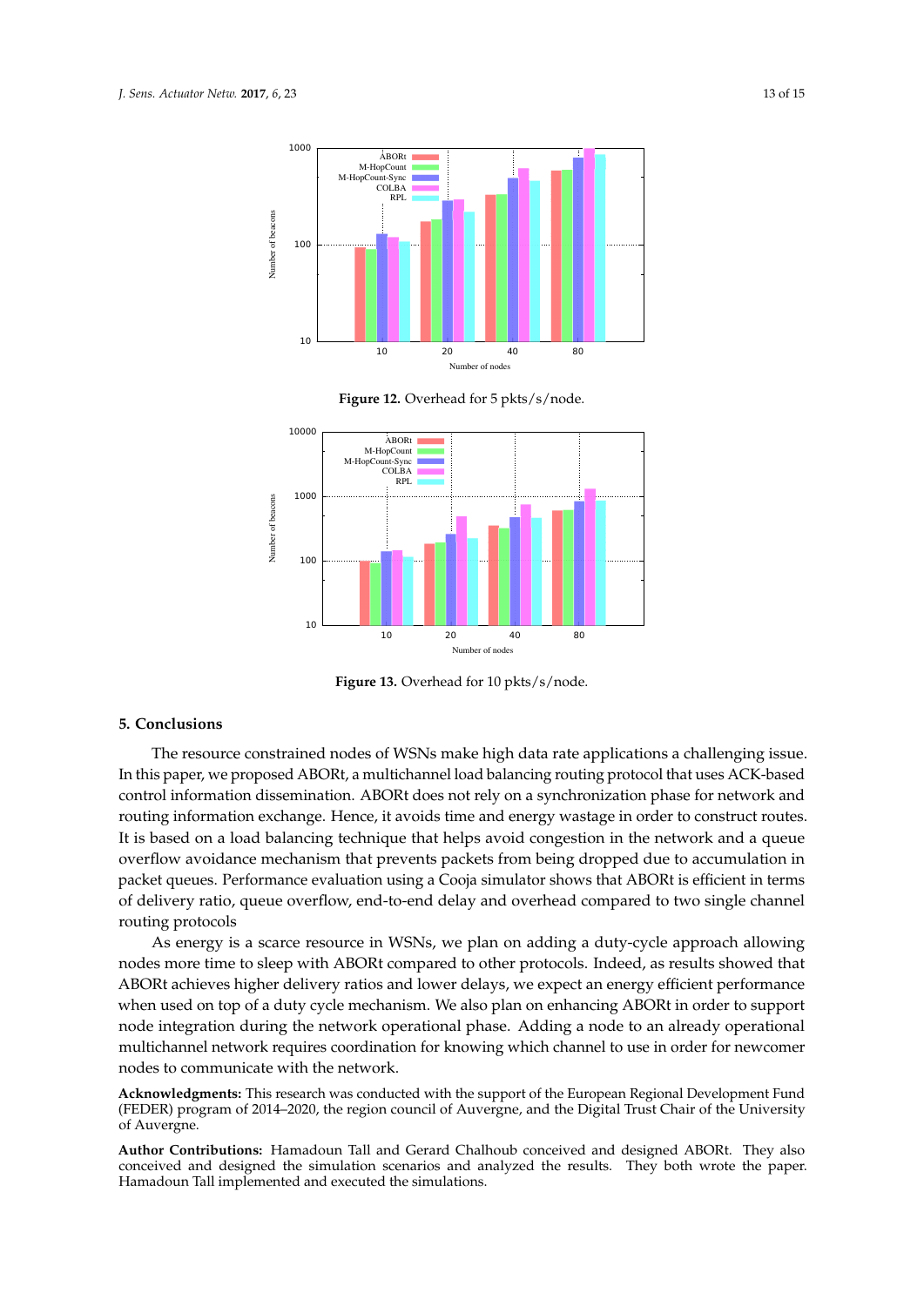**Figure 12.** Overhead for 5 pkts/s/node.

**Figure 13.** Overhead for 10 pkts/s/node.

## 5. Conclusions

The resource constrained nodes of WSNs make high data rate applications a challenging issue. In this paper, we proposed ABORt, a multichannel load balancing routing protocol that uses ACK-based control information dissemination. ABORt does not rely on a synchronization phase for network and routing information exchange. Hence, it avoids time and energy wastage in order to construct routes. It is based on a load balancing technique that helps avoid congestion in the network and a queue overflow avoidance mechanism that prevents packets from being dropped due to accumulation in packet queues. Performance evaluation using a Cooja simulator shows that ABORt is efficient in terms of delivery ratio, queue overflow, end-to-end delay and overhead compared to two single channel routing protocols

As energy is a scarce resource in WSNs, we plan on adding a duty-cycle approach allowing nodes more time to sleep with ABORt compared to other protocols. Indeed, as results showed that ABORt achieves higher delivery ratios and lower delays, we expect an energy efficient performance when used on top of a duty cycle mechanism. We also plan on enhancing ABORt in order to support node integration during the network operational phase. Adding a node to an already operational multichannel network requires coordination for knowing which channel to use in order for newcomer nodes to communicate with the network.

**Acknowledgments:** This research was conducted with the support of the European Regional Development Fund (FEDER) program of 2014–2020, the region council of Auvergne, and the Digital Trust Chair of the University of Auvergne.

**Author Contributions:** Hamadoun Tall and Gerard Chalhoub conceived and designed ABORt. They also conceived and designed the simulation scenarios and analyzed the results. They both wrote the paper. Hamadoun Tall implemented and executed the simulations.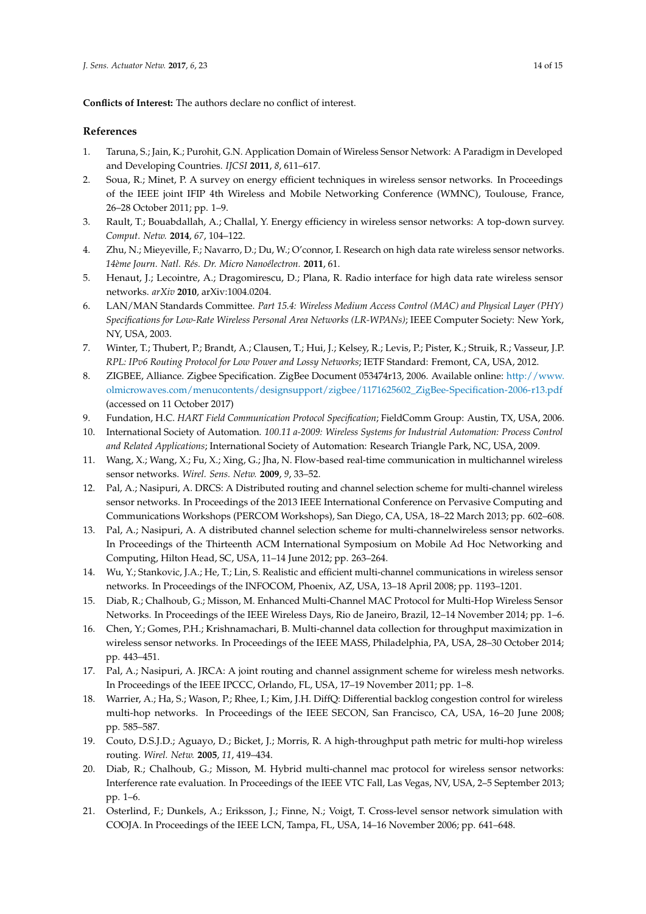**Conflicts of Interest:** The authors declare no conflict of interest.

## References

1. Taruna, S.; Jain, K.; Purohit, G.N. Application Domain of Wireless Sensor Network: A Paradigm in Developed and Developing Countries. *IJCSI* **2011**, *8*, 611–617.
2. Soua, R.; Minet, P. A survey on energy efficient techniques in wireless sensor networks. In Proceedings of the IEEE joint IFIP 4th Wireless and Mobile Networking Conference (WMNC), Toulouse, France, 26–28 October 2011; pp. 1–9.
3. Rault, T.; Bouabdallah, A.; Challal, Y. Energy efficiency in wireless sensor networks: A top-down survey. *Comput. Netw.* **2014**, *67*, 104–122.
4. Zhu, N.; Mieyeville, F.; Navarro, D.; Du, W.; O'connor, I. Research on high data rate wireless sensor networks. *14ème Journ. Natl. Rés. Dr. Micro Nanoélectron.* **2011**, 61.
5. Henaut, J.; Lecointre, A.; Dragomirescu, D.; Plana, R. Radio interface for high data rate wireless sensor networks. *arXiv* **2010**, arXiv:1004.0204.
6. LAN/MAN Standards Committee. *Part 15.4: Wireless Medium Access Control (MAC) and Physical Layer (PHY) Specifications for Low-Rate Wireless Personal Area Networks (LR-WPANs)*; IEEE Computer Society: New York, NY, USA, 2003.
7. Winter, T.; Thubert, P.; Brandt, A.; Clausen, T.; Hui, J.; Kelsey, R.; Levis, P.; Pister, K.; Struik, R.; Vasseur, J.P. *RPL: IPv6 Routing Protocol for Low Power and Lossy Networks*; IETF Standard: Fremont, CA, USA, 2012.
8. ZIGBEE, Alliance. Zigbee Specification. ZigBee Document 053474r13, 2006. Available online: http://www.olmicrowaves.com/menucontents/designsupport/zigbee/1171625602_ZigBee-Specification-2006-r13.pdf (accessed on 11 October 2017)
9. Fundation, H.C. *HART Field Communication Protocol Specification*; FieldComm Group: Austin, TX, USA, 2006.
10. International Society of Automation. *100.11 a-2009: Wireless Systems for Industrial Automation: Process Control and Related Applications*; International Society of Automation: Research Triangle Park, NC, USA, 2009.
11. Wang, X.; Wang, X.; Fu, X.; Xing, G.; Jha, N. Flow-based real-time communication in multichannel wireless sensor networks. *Wirel. Sens. Netw.* **2009**, *9*, 33–52.
12. Pal, A.; Nasipuri, A. DRCS: A Distributed routing and channel selection scheme for multi-channel wireless sensor networks. In Proceedings of the 2013 IEEE International Conference on Pervasive Computing and Communications Workshops (PERCOM Workshops), San Diego, CA, USA, 18–22 March 2013; pp. 602–608.
13. Pal, A.; Nasipuri, A. A distributed channel selection scheme for multi-channelwireless sensor networks. In Proceedings of the Thirteenth ACM International Symposium on Mobile Ad Hoc Networking and Computing, Hilton Head, SC, USA, 11–14 June 2012; pp. 263–264.
14. Wu, Y.; Stankovic, J.A.; He, T.; Lin, S. Realistic and efficient multi-channel communications in wireless sensor networks. In Proceedings of the INFOCOM, Phoenix, AZ, USA, 13–18 April 2008; pp. 1193–1201.
15. Diab, R.; Chalhoub, G.; Misson, M. Enhanced Multi-Channel MAC Protocol for Multi-Hop Wireless Sensor Networks. In Proceedings of the IEEE Wireless Days, Rio de Janeiro, Brazil, 12–14 November 2014; pp. 1–6.
16. Chen, Y.; Gomes, P.H.; Krishnamachari, B. Multi-channel data collection for throughput maximization in wireless sensor networks. In Proceedings of the IEEE MASS, Philadelphia, PA, USA, 28–30 October 2014; pp. 443–451.
17. Pal, A.; Nasipuri, A. JRCA: A joint routing and channel assignment scheme for wireless mesh networks. In Proceedings of the IEEE IPCCC, Orlando, FL, USA, 17–19 November 2011; pp. 1–8.
18. Warrier, A.; Ha, S.; Wason, P.; Rhee, I.; Kim, J.H. DiffQ: Differential backlog congestion control for wireless multi-hop networks. In Proceedings of the IEEE SECON, San Francisco, CA, USA, 16–20 June 2008; pp. 585–587.
19. Couto, D.S.J.D.; Aguayo, D.; Bicket, J.; Morris, R. A high-throughput path metric for multi-hop wireless routing. *Wirel. Netw.* **2005**, *11*, 419–434.
20. Diab, R.; Chalhoub, G.; Misson, M. Hybrid multi-channel mac protocol for wireless sensor networks: Interference rate evaluation. In Proceedings of the IEEE VTC Fall, Las Vegas, NV, USA, 2–5 September 2013; pp. 1–6.
21. Osterlind, F.; Dunkels, A.; Eriksson, J.; Finne, N.; Voigt, T. Cross-level sensor network simulation with COOJA. In Proceedings of the IEEE LCN, Tampa, FL, USA, 14–16 November 2006; pp. 641–648.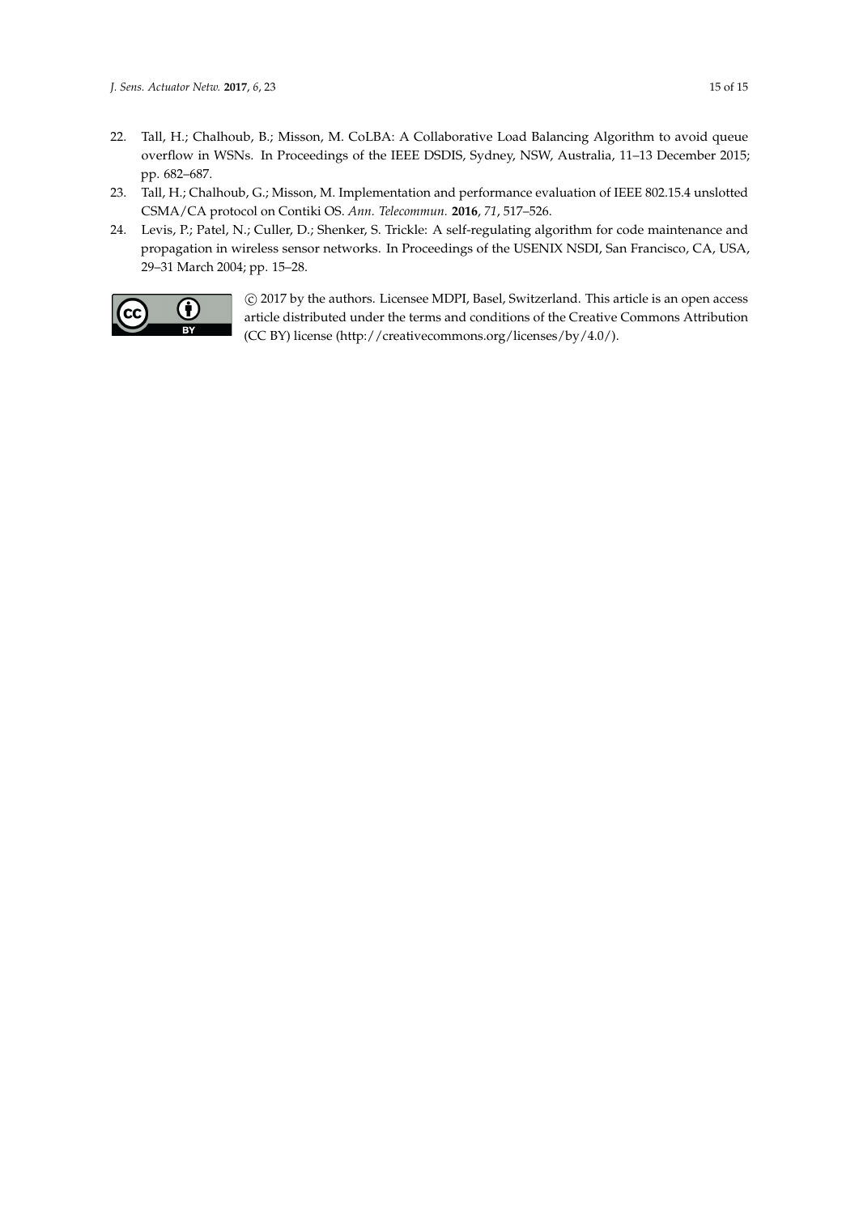22. Tall, H.; Chalhoub, B.; Misson, M. CoLBA: A Collaborative Load Balancing Algorithm to avoid queue overflow in WSNs. In Proceedings of the IEEE DSDIS, Sydney, NSW, Australia, 11–13 December 2015; pp. 682–687.
23. Tall, H.; Chalhoub, G.; Misson, M. Implementation and performance evaluation of IEEE 802.15.4 unslotted CSMA/CA protocol on Contiki OS. *Ann. Telecommun.* **2016**, *71*, 517–526.
24. Levis, P.; Patel, N.; Culler, D.; Shenker, S. Trickle: A self-regulating algorithm for code maintenance and propagation in wireless sensor networks. In Proceedings of the USENIX NSDI, San Francisco, CA, USA, 29–31 March 2004; pp. 15–28.

© 2017 by the authors. Licensee MDPI, Basel, Switzerland. This article is an open access article distributed under the terms and conditions of the Creative Commons Attribution (CC BY) license (http://creativecommons.org/licenses/by/4.0/).